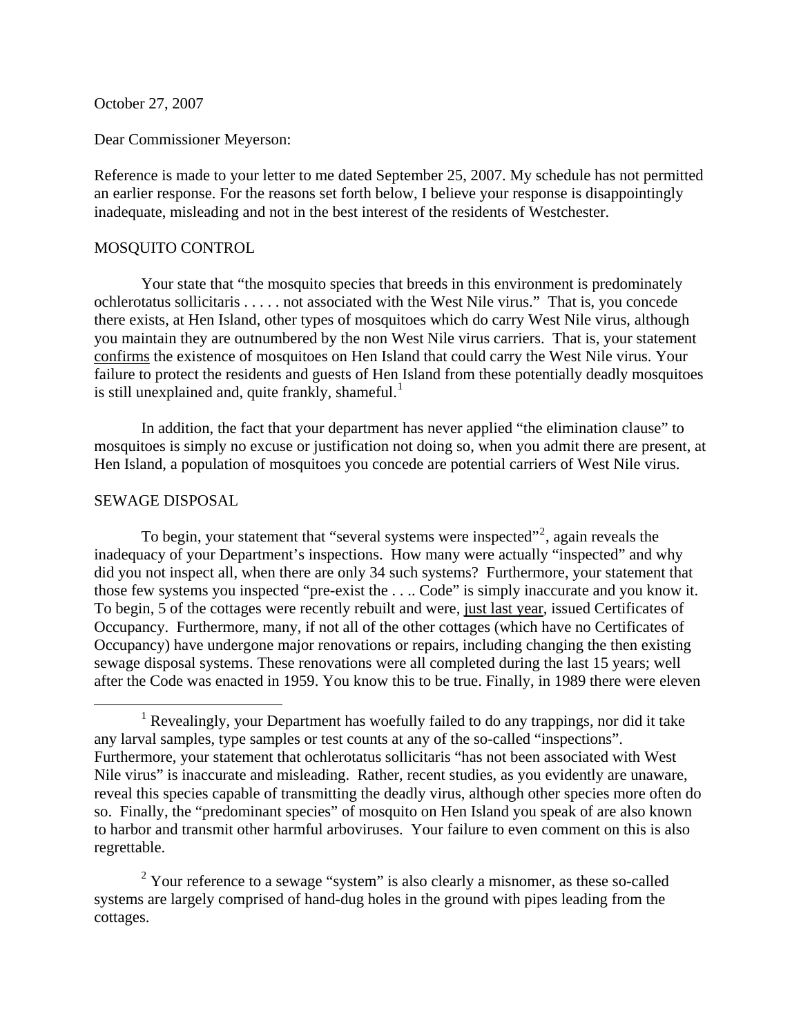October 27, 2007

Dear Commissioner Meyerson:

Reference is made to your letter to me dated September 25, 2007. My schedule has not permitted an earlier response. For the reasons set forth below, I believe your response is disappointingly inadequate, misleading and not in the best interest of the residents of Westchester.

MOSQUITO CONTROL

Your state that "the mosquito species that breeds in this environment is predominately ochlerotatus sollicitaris . . . . . not associated with the West Nile virus." That is, you concede there exists, at Hen Island, other types of mosquitoes which do carry West Nile virus, although you maintain they are outnumbered by the non West Nile virus carriers. That is, your statement confirms the existence of mosquitoes on Hen Island that could carry the West Nile virus. Your failure to protect the residents and guests of Hen Island from these potentially deadly mosquitoes is still unexplained and, quite frankly, shameful.[1]

In addition, the fact that your department has never applied "the elimination clause" to mosquitoes is simply no excuse or justification not doing so, when you admit there are present, at Hen Island, a population of mosquitoes you concede are potential carriers of West Nile virus.

SEWAGE DISPOSAL

To begin, your statement that "several systems were inspected"[2], again reveals the inadequacy of your Department's inspections. How many were actually "inspected" and why did you not inspect all, when there are only 34 such systems? Furthermore, your statement that those few systems you inspected "pre-exist the . . .. Code" is simply inaccurate and you know it. To begin, 5 of the cottages were recently rebuilt and were, just last year, issued Certificates of Occupancy. Furthermore, many, if not all of the other cottages (which have no Certificates of Occupancy) have undergone major renovations or repairs, including changing the then existing sewage disposal systems. These renovations were all completed during the last 15 years; well after the Code was enacted in 1959. You know this to be true. Finally, in 1989 there were eleven

[1] Revealingly, your Department has woefully failed to do any trappings, nor did it take any larval samples, type samples or test counts at any of the so-called "inspections". Furthermore, your statement that ochlerotatus sollicitaris "has not been associated with West Nile virus" is inaccurate and misleading. Rather, recent studies, as you evidently are unaware, reveal this species capable of transmitting the deadly virus, although other species more often do so. Finally, the "predominant species" of mosquito on Hen Island you speak of are also known to harbor and transmit other harmful arboviruses. Your failure to even comment on this is also regrettable.

[2] Your reference to a sewage "system" is also clearly a misnomer, as these so-called systems are largely comprised of hand-dug holes in the ground with pipes leading from the cottages.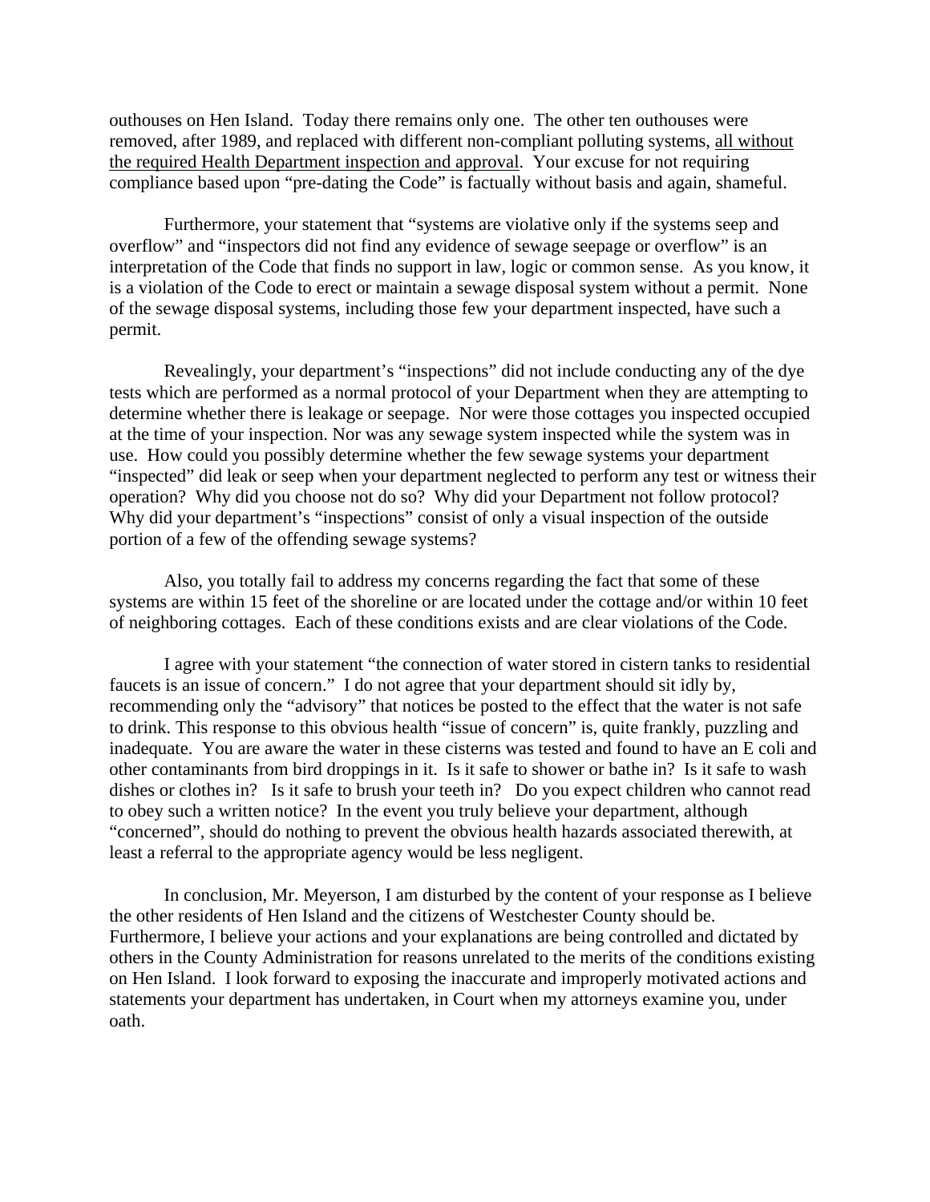outhouses on Hen Island. Today there remains only one. The other ten outhouses were removed, after 1989, and replaced with different non-compliant polluting systems, <u>all without the required Health Department inspection and approval</u>. Your excuse for not requiring compliance based upon "pre-dating the Code" is factually without basis and again, shameful.

Furthermore, your statement that "systems are violative only if the systems seep and overflow" and "inspectors did not find any evidence of sewage seepage or overflow" is an interpretation of the Code that finds no support in law, logic or common sense. As you know, it is a violation of the Code to erect or maintain a sewage disposal system without a permit. None of the sewage disposal systems, including those few your department inspected, have such a permit.

Revealingly, your department's "inspections" did not include conducting any of the dye tests which are performed as a normal protocol of your Department when they are attempting to determine whether there is leakage or seepage. Nor were those cottages you inspected occupied at the time of your inspection. Nor was any sewage system inspected while the system was in use. How could you possibly determine whether the few sewage systems your department "inspected" did leak or seep when your department neglected to perform any test or witness their operation? Why did you choose not do so? Why did your Department not follow protocol? Why did your department's "inspections" consist of only a visual inspection of the outside portion of a few of the offending sewage systems?

Also, you totally fail to address my concerns regarding the fact that some of these systems are within 15 feet of the shoreline or are located under the cottage and/or within 10 feet of neighboring cottages. Each of these conditions exists and are clear violations of the Code.

I agree with your statement "the connection of water stored in cistern tanks to residential faucets is an issue of concern." I do not agree that your department should sit idly by, recommending only the "advisory" that notices be posted to the effect that the water is not safe to drink. This response to this obvious health "issue of concern" is, quite frankly, puzzling and inadequate. You are aware the water in these cisterns was tested and found to have an E coli and other contaminants from bird droppings in it. Is it safe to shower or bathe in? Is it safe to wash dishes or clothes in? Is it safe to brush your teeth in? Do you expect children who cannot read to obey such a written notice? In the event you truly believe your department, although "concerned", should do nothing to prevent the obvious health hazards associated therewith, at least a referral to the appropriate agency would be less negligent.

In conclusion, Mr. Meyerson, I am disturbed by the content of your response as I believe the other residents of Hen Island and the citizens of Westchester County should be. Furthermore, I believe your actions and your explanations are being controlled and dictated by others in the County Administration for reasons unrelated to the merits of the conditions existing on Hen Island. I look forward to exposing the inaccurate and improperly motivated actions and statements your department has undertaken, in Court when my attorneys examine you, under oath.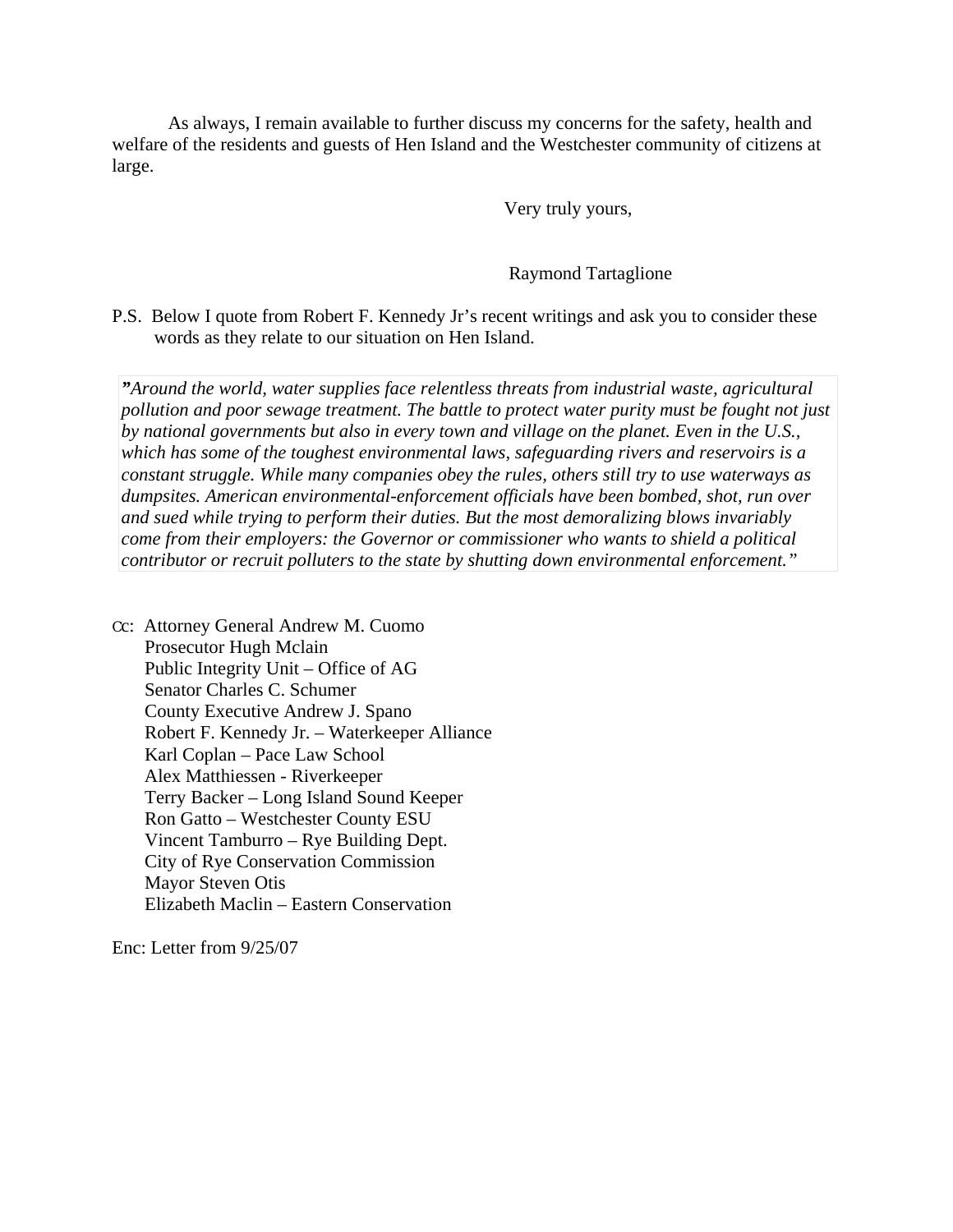As always, I remain available to further discuss my concerns for the safety, health and welfare of the residents and guests of Hen Island and the Westchester community of citizens at large.

Very truly yours,

Raymond Tartaglione

P.S. Below I quote from Robert F. Kennedy Jr's recent writings and ask you to consider these words as they relate to our situation on Hen Island.

> *"Around the world, water supplies face relentless threats from industrial waste, agricultural pollution and poor sewage treatment. The battle to protect water purity must be fought not just by national governments but also in every town and village on the planet. Even in the U.S., which has some of the toughest environmental laws, safeguarding rivers and reservoirs is a constant struggle. While many companies obey the rules, others still try to use waterways as dumpsites. American environmental-enforcement officials have been bombed, shot, run over and sued while trying to perform their duties. But the most demoralizing blows invariably come from their employers: the Governor or commissioner who wants to shield a political contributor or recruit polluters to the state by shutting down environmental enforcement."*

Cc: Attorney General Andrew M. Cuomo
Prosecutor Hugh Mclain
Public Integrity Unit – Office of AG
Senator Charles C. Schumer
County Executive Andrew J. Spano
Robert F. Kennedy Jr. – Waterkeeper Alliance
Karl Coplan – Pace Law School
Alex Matthiessen - Riverkeeper
Terry Backer – Long Island Sound Keeper
Ron Gatto – Westchester County ESU
Vincent Tamburro – Rye Building Dept.
City of Rye Conservation Commission
Mayor Steven Otis
Elizabeth Maclin – Eastern Conservation

Enc: Letter from 9/25/07